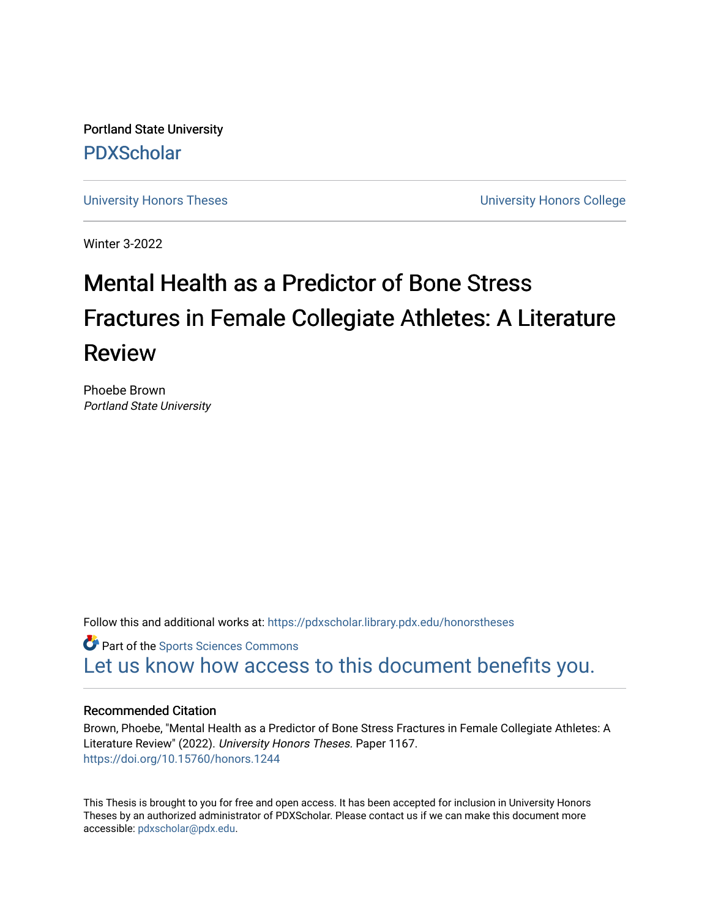Portland State University

PDXScholar

University Honors Theses | University Honors College

Winter 3-2022

# Mental Health as a Predictor of Bone Stress Fractures in Female Collegiate Athletes: A Literature Review

Phoebe Brown
*Portland State University*

Follow this and additional works at: https://pdxscholar.library.pdx.edu/honorstheses

Part of the Sports Sciences Commons

Let us know how access to this document benefits you.

### Recommended Citation

Brown, Phoebe, "Mental Health as a Predictor of Bone Stress Fractures in Female Collegiate Athletes: A Literature Review" (2022). *University Honors Theses.* Paper 1167.
https://doi.org/10.15760/honors.1244

This Thesis is brought to you for free and open access. It has been accepted for inclusion in University Honors Theses by an authorized administrator of PDXScholar. Please contact us if we can make this document more accessible: pdxscholar@pdx.edu.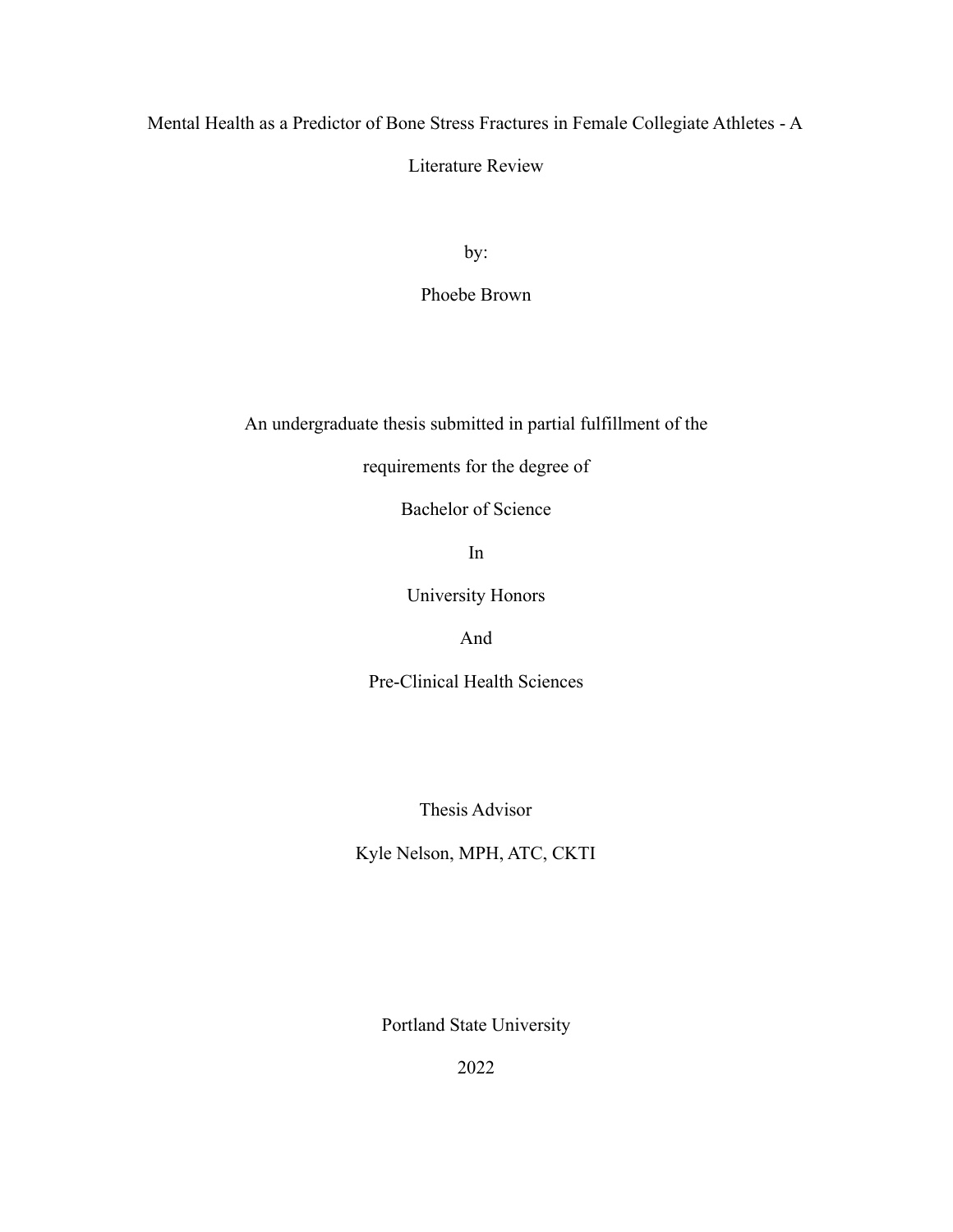# Mental Health as a Predictor of Bone Stress Fractures in Female Collegiate Athletes - A Literature Review

by:

Phoebe Brown

An undergraduate thesis submitted in partial fulfillment of the

requirements for the degree of

Bachelor of Science

In

University Honors

And

Pre-Clinical Health Sciences

Thesis Advisor

Kyle Nelson, MPH, ATC, CKTI

Portland State University

2022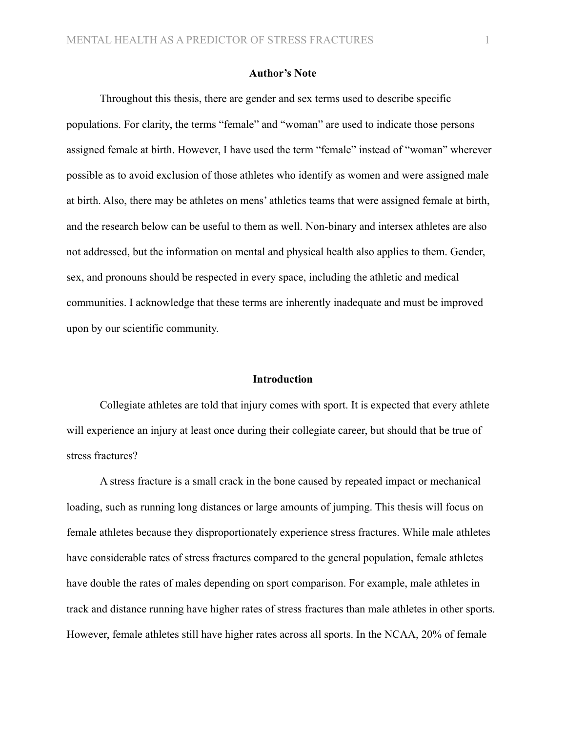## Author's Note

Throughout this thesis, there are gender and sex terms used to describe specific populations. For clarity, the terms "female" and "woman" are used to indicate those persons assigned female at birth. However, I have used the term "female" instead of "woman" wherever possible as to avoid exclusion of those athletes who identify as women and were assigned male at birth. Also, there may be athletes on mens' athletics teams that were assigned female at birth, and the research below can be useful to them as well. Non-binary and intersex athletes are also not addressed, but the information on mental and physical health also applies to them. Gender, sex, and pronouns should be respected in every space, including the athletic and medical communities. I acknowledge that these terms are inherently inadequate and must be improved upon by our scientific community.

## Introduction

Collegiate athletes are told that injury comes with sport. It is expected that every athlete will experience an injury at least once during their collegiate career, but should that be true of stress fractures?

A stress fracture is a small crack in the bone caused by repeated impact or mechanical loading, such as running long distances or large amounts of jumping. This thesis will focus on female athletes because they disproportionately experience stress fractures. While male athletes have considerable rates of stress fractures compared to the general population, female athletes have double the rates of males depending on sport comparison. For example, male athletes in track and distance running have higher rates of stress fractures than male athletes in other sports. However, female athletes still have higher rates across all sports. In the NCAA, 20% of female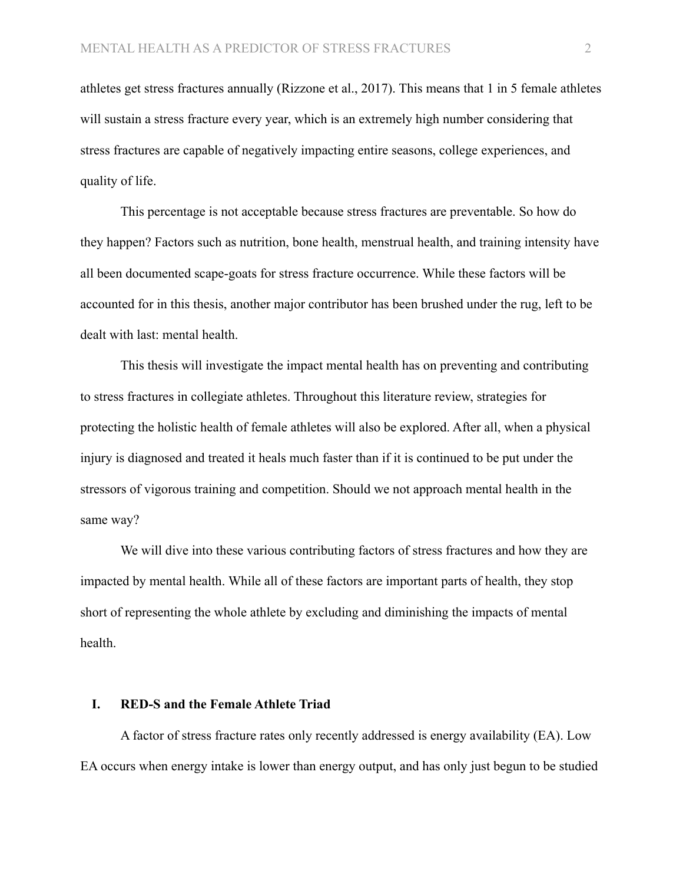athletes get stress fractures annually (Rizzone et al., 2017). This means that 1 in 5 female athletes will sustain a stress fracture every year, which is an extremely high number considering that stress fractures are capable of negatively impacting entire seasons, college experiences, and quality of life.

This percentage is not acceptable because stress fractures are preventable. So how do they happen? Factors such as nutrition, bone health, menstrual health, and training intensity have all been documented scape-goats for stress fracture occurrence. While these factors will be accounted for in this thesis, another major contributor has been brushed under the rug, left to be dealt with last: mental health.

This thesis will investigate the impact mental health has on preventing and contributing to stress fractures in collegiate athletes. Throughout this literature review, strategies for protecting the holistic health of female athletes will also be explored. After all, when a physical injury is diagnosed and treated it heals much faster than if it is continued to be put under the stressors of vigorous training and competition. Should we not approach mental health in the same way?

We will dive into these various contributing factors of stress fractures and how they are impacted by mental health. While all of these factors are important parts of health, they stop short of representing the whole athlete by excluding and diminishing the impacts of mental health.

## I. RED-S and the Female Athlete Triad

A factor of stress fracture rates only recently addressed is energy availability (EA). Low EA occurs when energy intake is lower than energy output, and has only just begun to be studied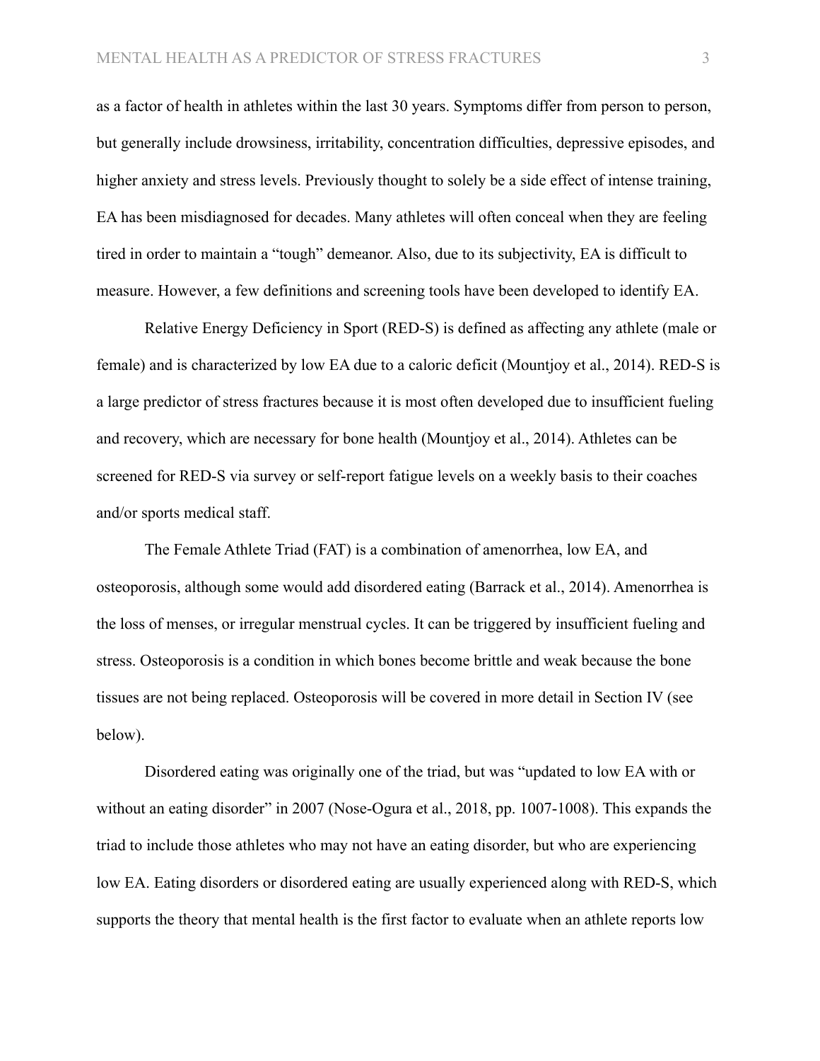as a factor of health in athletes within the last 30 years. Symptoms differ from person to person, but generally include drowsiness, irritability, concentration difficulties, depressive episodes, and higher anxiety and stress levels. Previously thought to solely be a side effect of intense training, EA has been misdiagnosed for decades. Many athletes will often conceal when they are feeling tired in order to maintain a "tough" demeanor. Also, due to its subjectivity, EA is difficult to measure. However, a few definitions and screening tools have been developed to identify EA.

Relative Energy Deficiency in Sport (RED-S) is defined as affecting any athlete (male or female) and is characterized by low EA due to a caloric deficit (Mountjoy et al., 2014). RED-S is a large predictor of stress fractures because it is most often developed due to insufficient fueling and recovery, which are necessary for bone health (Mountjoy et al., 2014). Athletes can be screened for RED-S via survey or self-report fatigue levels on a weekly basis to their coaches and/or sports medical staff.

The Female Athlete Triad (FAT) is a combination of amenorrhea, low EA, and osteoporosis, although some would add disordered eating (Barrack et al., 2014). Amenorrhea is the loss of menses, or irregular menstrual cycles. It can be triggered by insufficient fueling and stress. Osteoporosis is a condition in which bones become brittle and weak because the bone tissues are not being replaced. Osteoporosis will be covered in more detail in Section IV (see below).

Disordered eating was originally one of the triad, but was "updated to low EA with or without an eating disorder" in 2007 (Nose-Ogura et al., 2018, pp. 1007-1008). This expands the triad to include those athletes who may not have an eating disorder, but who are experiencing low EA. Eating disorders or disordered eating are usually experienced along with RED-S, which supports the theory that mental health is the first factor to evaluate when an athlete reports low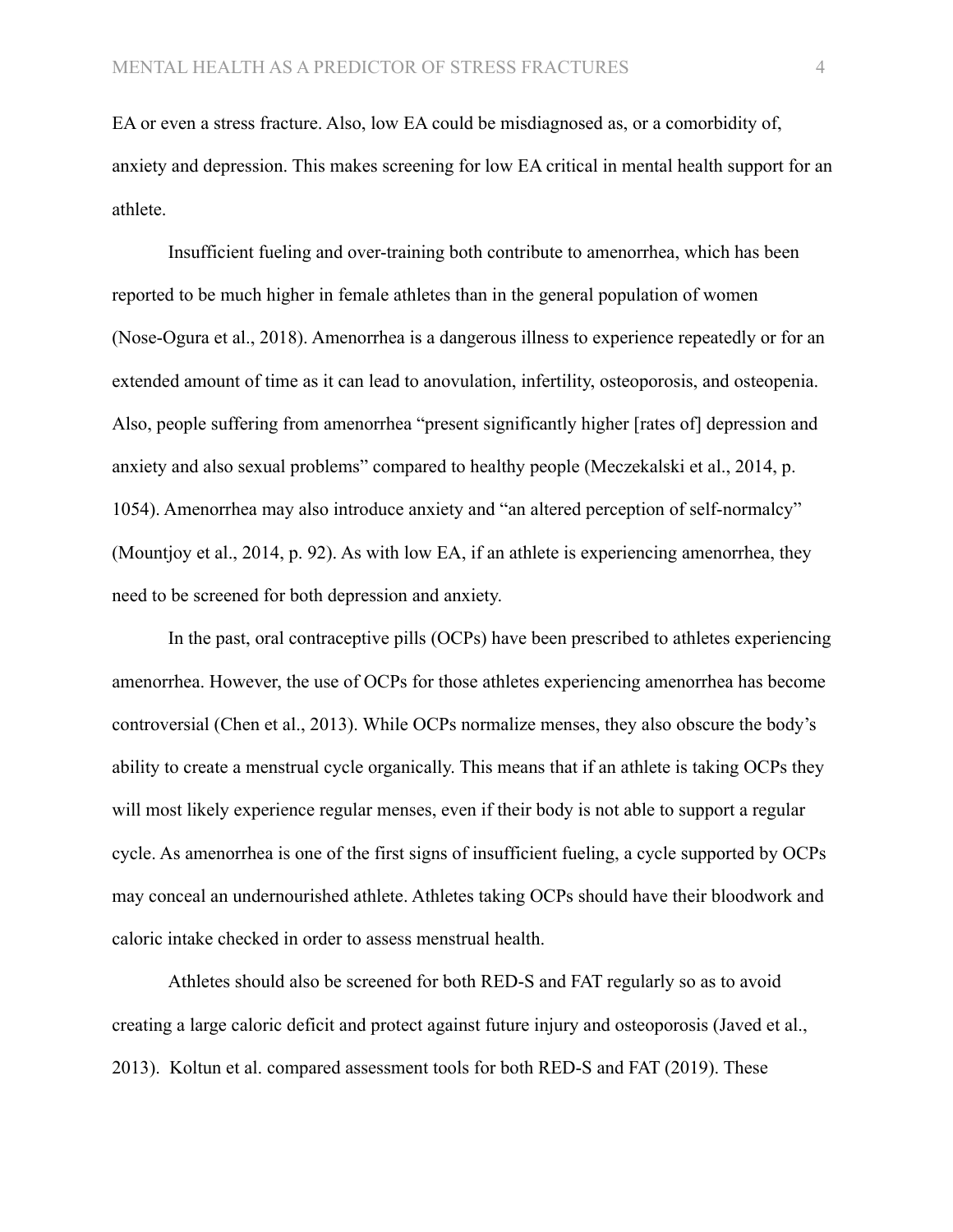EA or even a stress fracture. Also, low EA could be misdiagnosed as, or a comorbidity of, anxiety and depression. This makes screening for low EA critical in mental health support for an athlete.

Insufficient fueling and over-training both contribute to amenorrhea, which has been reported to be much higher in female athletes than in the general population of women (Nose-Ogura et al., 2018). Amenorrhea is a dangerous illness to experience repeatedly or for an extended amount of time as it can lead to anovulation, infertility, osteoporosis, and osteopenia. Also, people suffering from amenorrhea "present significantly higher [rates of] depression and anxiety and also sexual problems" compared to healthy people (Meczekalski et al., 2014, p. 1054). Amenorrhea may also introduce anxiety and "an altered perception of self-normalcy" (Mountjoy et al., 2014, p. 92). As with low EA, if an athlete is experiencing amenorrhea, they need to be screened for both depression and anxiety.

In the past, oral contraceptive pills (OCPs) have been prescribed to athletes experiencing amenorrhea. However, the use of OCPs for those athletes experiencing amenorrhea has become controversial (Chen et al., 2013). While OCPs normalize menses, they also obscure the body's ability to create a menstrual cycle organically. This means that if an athlete is taking OCPs they will most likely experience regular menses, even if their body is not able to support a regular cycle. As amenorrhea is one of the first signs of insufficient fueling, a cycle supported by OCPs may conceal an undernourished athlete. Athletes taking OCPs should have their bloodwork and caloric intake checked in order to assess menstrual health.

Athletes should also be screened for both RED-S and FAT regularly so as to avoid creating a large caloric deficit and protect against future injury and osteoporosis (Javed et al., 2013). Koltun et al. compared assessment tools for both RED-S and FAT (2019). These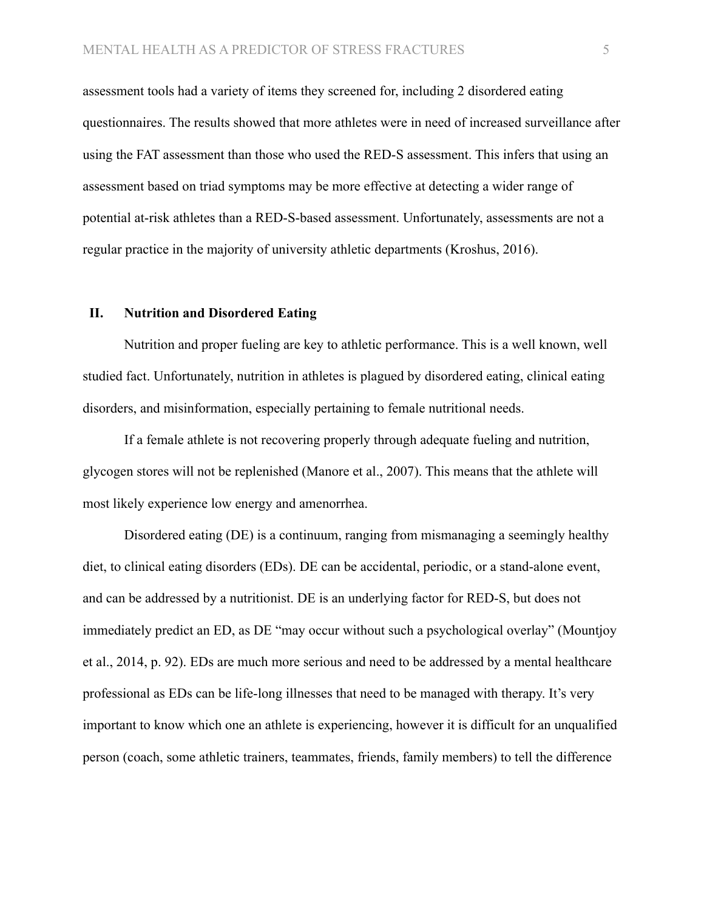assessment tools had a variety of items they screened for, including 2 disordered eating questionnaires. The results showed that more athletes were in need of increased surveillance after using the FAT assessment than those who used the RED-S assessment. This infers that using an assessment based on triad symptoms may be more effective at detecting a wider range of potential at-risk athletes than a RED-S-based assessment. Unfortunately, assessments are not a regular practice in the majority of university athletic departments (Kroshus, 2016).

## II. Nutrition and Disordered Eating

Nutrition and proper fueling are key to athletic performance. This is a well known, well studied fact. Unfortunately, nutrition in athletes is plagued by disordered eating, clinical eating disorders, and misinformation, especially pertaining to female nutritional needs.

If a female athlete is not recovering properly through adequate fueling and nutrition, glycogen stores will not be replenished (Manore et al., 2007). This means that the athlete will most likely experience low energy and amenorrhea.

Disordered eating (DE) is a continuum, ranging from mismanaging a seemingly healthy diet, to clinical eating disorders (EDs). DE can be accidental, periodic, or a stand-alone event, and can be addressed by a nutritionist. DE is an underlying factor for RED-S, but does not immediately predict an ED, as DE "may occur without such a psychological overlay" (Mountjoy et al., 2014, p. 92). EDs are much more serious and need to be addressed by a mental healthcare professional as EDs can be life-long illnesses that need to be managed with therapy. It's very important to know which one an athlete is experiencing, however it is difficult for an unqualified person (coach, some athletic trainers, teammates, friends, family members) to tell the difference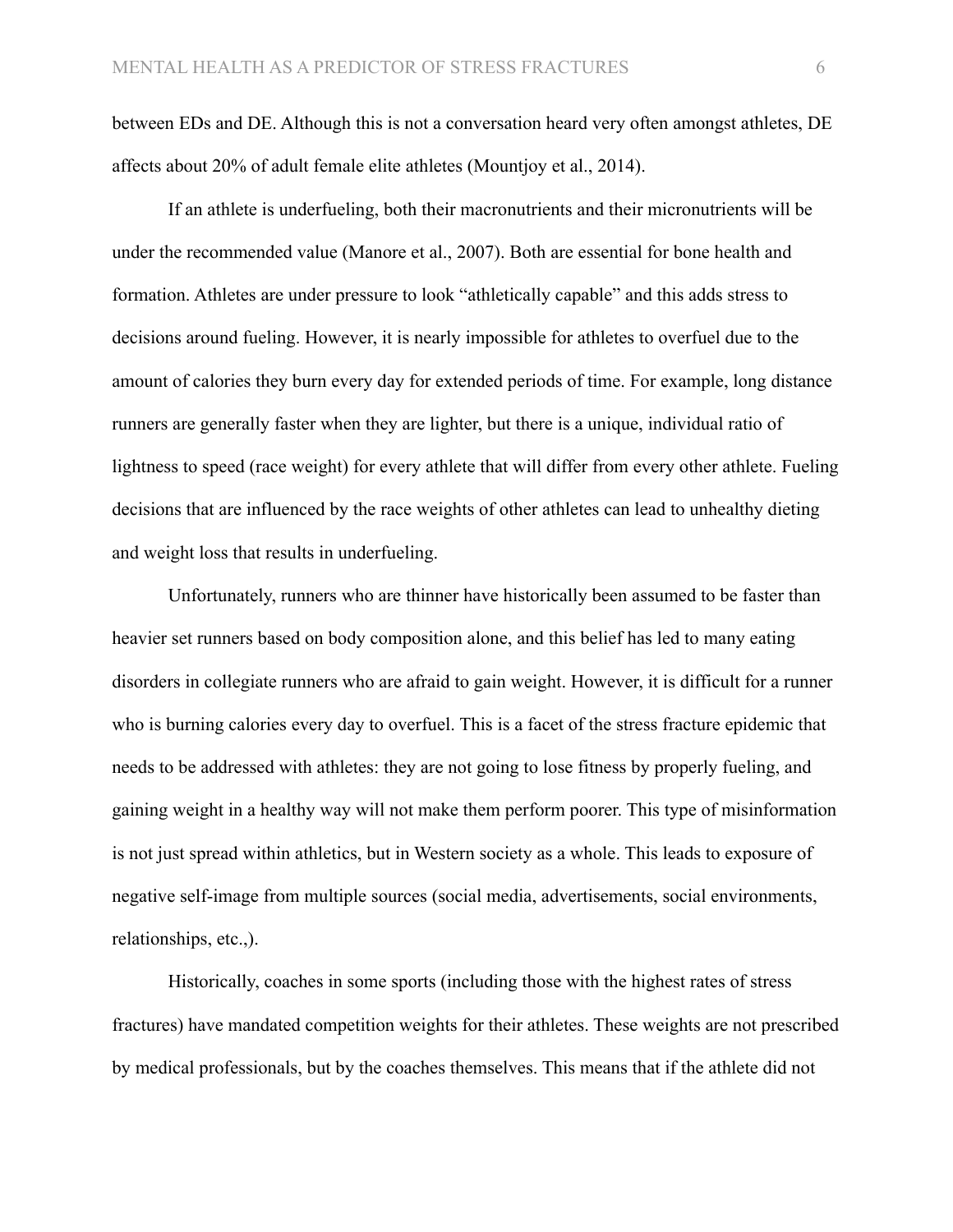between EDs and DE. Although this is not a conversation heard very often amongst athletes, DE affects about 20% of adult female elite athletes (Mountjoy et al., 2014).

If an athlete is underfueling, both their macronutrients and their micronutrients will be under the recommended value (Manore et al., 2007). Both are essential for bone health and formation. Athletes are under pressure to look "athletically capable" and this adds stress to decisions around fueling. However, it is nearly impossible for athletes to overfuel due to the amount of calories they burn every day for extended periods of time. For example, long distance runners are generally faster when they are lighter, but there is a unique, individual ratio of lightness to speed (race weight) for every athlete that will differ from every other athlete. Fueling decisions that are influenced by the race weights of other athletes can lead to unhealthy dieting and weight loss that results in underfueling.

Unfortunately, runners who are thinner have historically been assumed to be faster than heavier set runners based on body composition alone, and this belief has led to many eating disorders in collegiate runners who are afraid to gain weight. However, it is difficult for a runner who is burning calories every day to overfuel. This is a facet of the stress fracture epidemic that needs to be addressed with athletes: they are not going to lose fitness by properly fueling, and gaining weight in a healthy way will not make them perform poorer. This type of misinformation is not just spread within athletics, but in Western society as a whole. This leads to exposure of negative self-image from multiple sources (social media, advertisements, social environments, relationships, etc.,).

Historically, coaches in some sports (including those with the highest rates of stress fractures) have mandated competition weights for their athletes. These weights are not prescribed by medical professionals, but by the coaches themselves. This means that if the athlete did not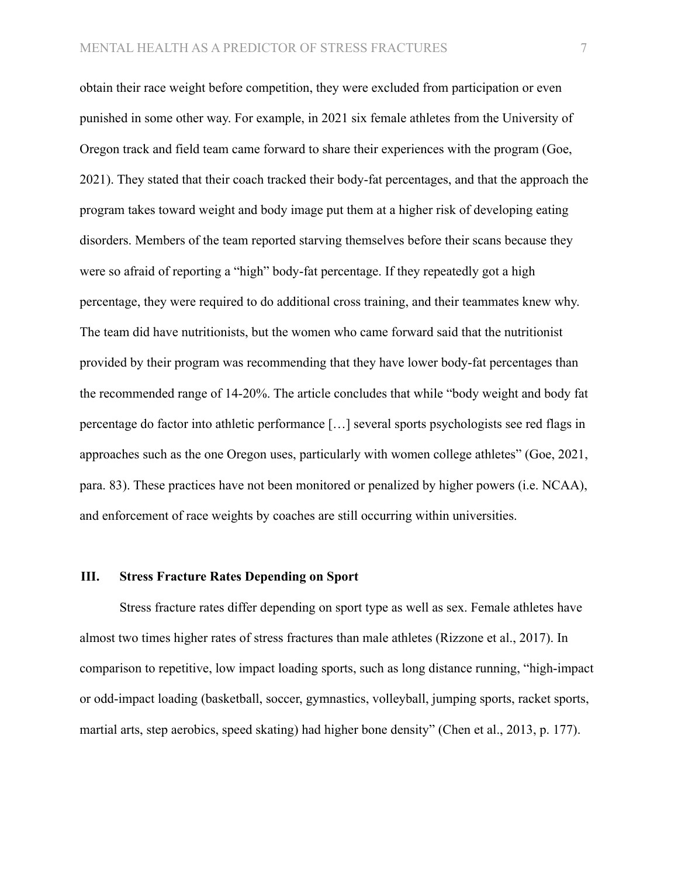obtain their race weight before competition, they were excluded from participation or even punished in some other way. For example, in 2021 six female athletes from the University of Oregon track and field team came forward to share their experiences with the program (Goe, 2021). They stated that their coach tracked their body-fat percentages, and that the approach the program takes toward weight and body image put them at a higher risk of developing eating disorders. Members of the team reported starving themselves before their scans because they were so afraid of reporting a "high" body-fat percentage. If they repeatedly got a high percentage, they were required to do additional cross training, and their teammates knew why. The team did have nutritionists, but the women who came forward said that the nutritionist provided by their program was recommending that they have lower body-fat percentages than the recommended range of 14-20%. The article concludes that while "body weight and body fat percentage do factor into athletic performance […] several sports psychologists see red flags in approaches such as the one Oregon uses, particularly with women college athletes" (Goe, 2021, para. 83). These practices have not been monitored or penalized by higher powers (i.e. NCAA), and enforcement of race weights by coaches are still occurring within universities.

## III. Stress Fracture Rates Depending on Sport

Stress fracture rates differ depending on sport type as well as sex. Female athletes have almost two times higher rates of stress fractures than male athletes (Rizzone et al., 2017). In comparison to repetitive, low impact loading sports, such as long distance running, "high-impact or odd-impact loading (basketball, soccer, gymnastics, volleyball, jumping sports, racket sports, martial arts, step aerobics, speed skating) had higher bone density" (Chen et al., 2013, p. 177).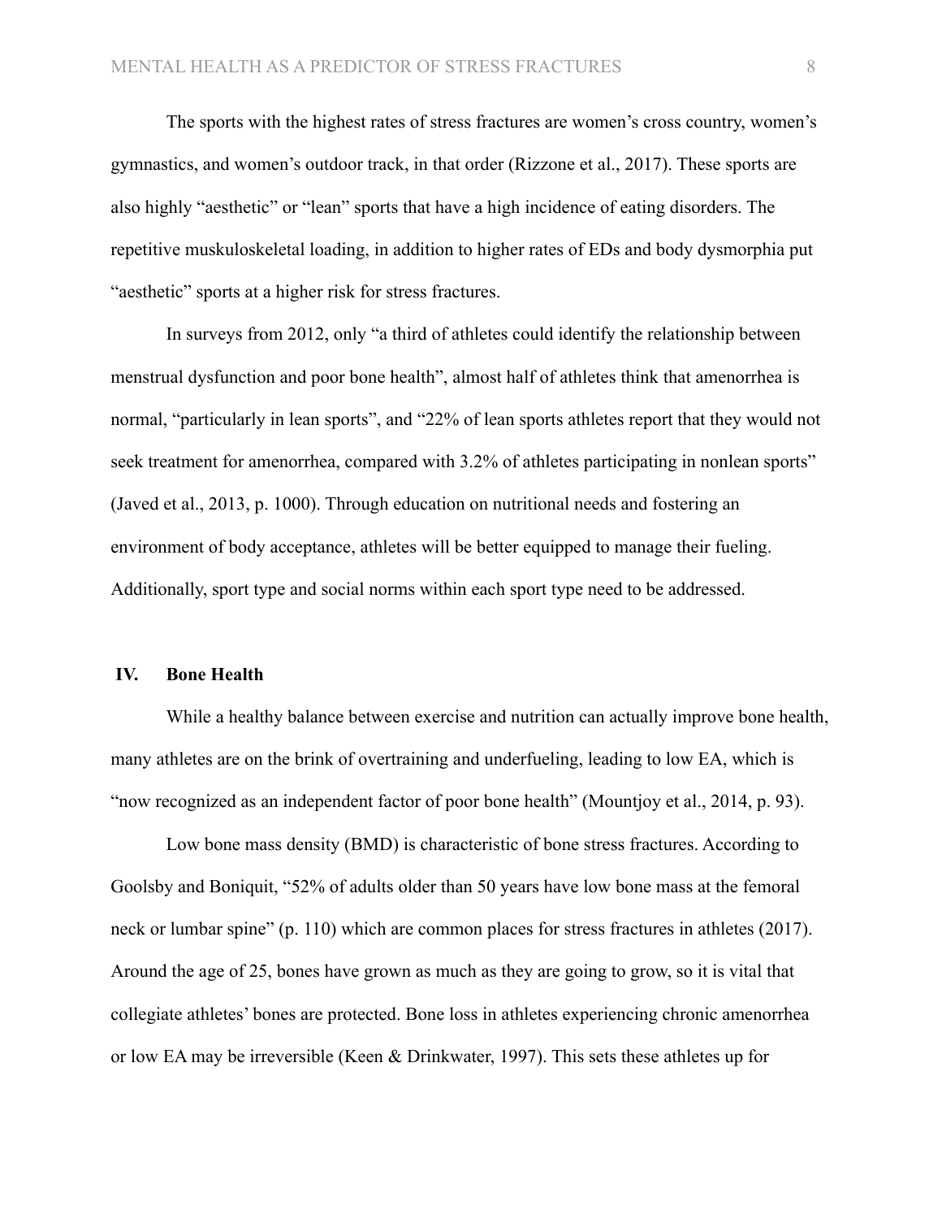The sports with the highest rates of stress fractures are women's cross country, women's gymnastics, and women's outdoor track, in that order (Rizzone et al., 2017). These sports are also highly "aesthetic" or "lean" sports that have a high incidence of eating disorders. The repetitive muskuloskeletal loading, in addition to higher rates of EDs and body dysmorphia put "aesthetic" sports at a higher risk for stress fractures.

In surveys from 2012, only "a third of athletes could identify the relationship between menstrual dysfunction and poor bone health", almost half of athletes think that amenorrhea is normal, "particularly in lean sports", and "22% of lean sports athletes report that they would not seek treatment for amenorrhea, compared with 3.2% of athletes participating in nonlean sports" (Javed et al., 2013, p. 1000). Through education on nutritional needs and fostering an environment of body acceptance, athletes will be better equipped to manage their fueling. Additionally, sport type and social norms within each sport type need to be addressed.

## IV. Bone Health

While a healthy balance between exercise and nutrition can actually improve bone health, many athletes are on the brink of overtraining and underfueling, leading to low EA, which is "now recognized as an independent factor of poor bone health" (Mountjoy et al., 2014, p. 93).

Low bone mass density (BMD) is characteristic of bone stress fractures. According to Goolsby and Boniquit, "52% of adults older than 50 years have low bone mass at the femoral neck or lumbar spine" (p. 110) which are common places for stress fractures in athletes (2017). Around the age of 25, bones have grown as much as they are going to grow, so it is vital that collegiate athletes' bones are protected. Bone loss in athletes experiencing chronic amenorrhea or low EA may be irreversible (Keen & Drinkwater, 1997). This sets these athletes up for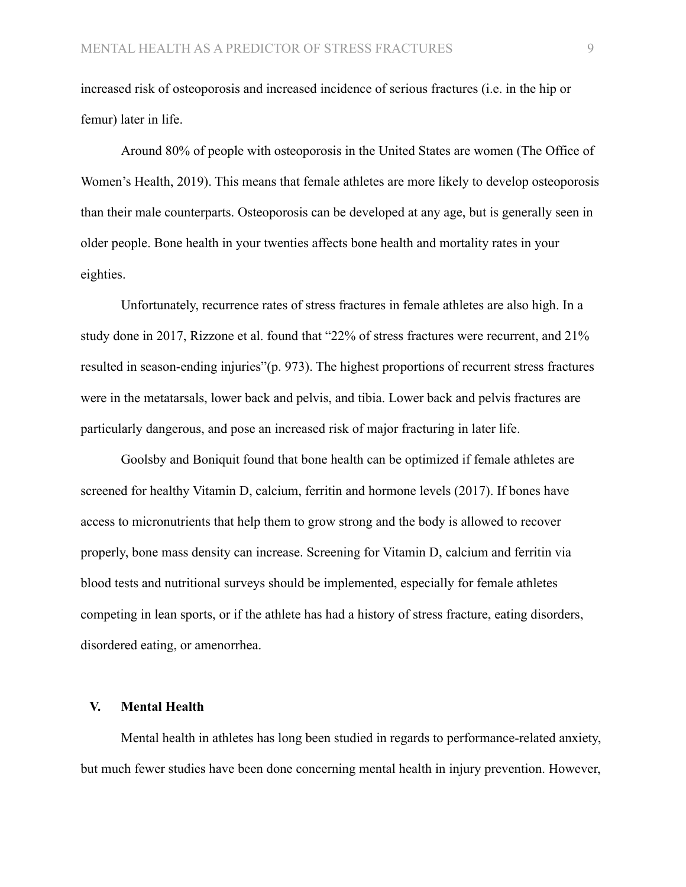increased risk of osteoporosis and increased incidence of serious fractures (i.e. in the hip or femur) later in life.

Around 80% of people with osteoporosis in the United States are women (The Office of Women's Health, 2019). This means that female athletes are more likely to develop osteoporosis than their male counterparts. Osteoporosis can be developed at any age, but is generally seen in older people. Bone health in your twenties affects bone health and mortality rates in your eighties.

Unfortunately, recurrence rates of stress fractures in female athletes are also high. In a study done in 2017, Rizzone et al. found that "22% of stress fractures were recurrent, and 21% resulted in season-ending injuries"(p. 973). The highest proportions of recurrent stress fractures were in the metatarsals, lower back and pelvis, and tibia. Lower back and pelvis fractures are particularly dangerous, and pose an increased risk of major fracturing in later life.

Goolsby and Boniquit found that bone health can be optimized if female athletes are screened for healthy Vitamin D, calcium, ferritin and hormone levels (2017). If bones have access to micronutrients that help them to grow strong and the body is allowed to recover properly, bone mass density can increase. Screening for Vitamin D, calcium and ferritin via blood tests and nutritional surveys should be implemented, especially for female athletes competing in lean sports, or if the athlete has had a history of stress fracture, eating disorders, disordered eating, or amenorrhea.

## V. Mental Health

Mental health in athletes has long been studied in regards to performance-related anxiety, but much fewer studies have been done concerning mental health in injury prevention. However,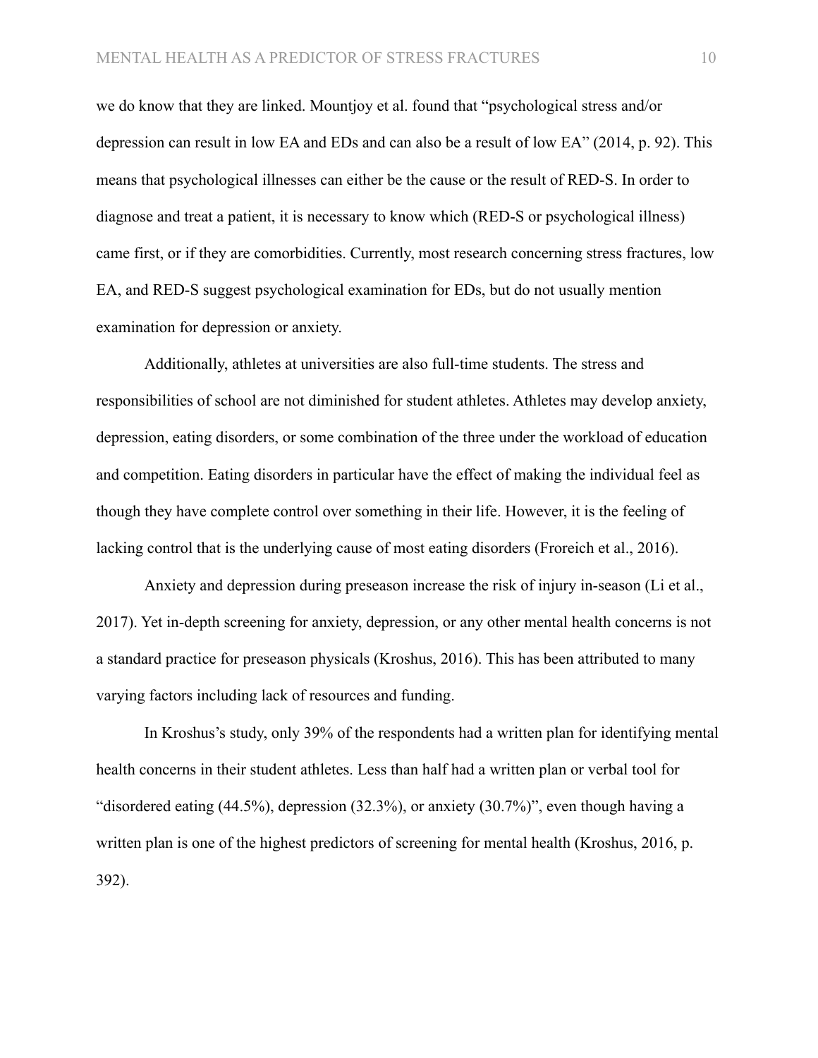we do know that they are linked. Mountjoy et al. found that "psychological stress and/or depression can result in low EA and EDs and can also be a result of low EA" (2014, p. 92). This means that psychological illnesses can either be the cause or the result of RED-S. In order to diagnose and treat a patient, it is necessary to know which (RED-S or psychological illness) came first, or if they are comorbidities. Currently, most research concerning stress fractures, low EA, and RED-S suggest psychological examination for EDs, but do not usually mention examination for depression or anxiety.

Additionally, athletes at universities are also full-time students. The stress and responsibilities of school are not diminished for student athletes. Athletes may develop anxiety, depression, eating disorders, or some combination of the three under the workload of education and competition. Eating disorders in particular have the effect of making the individual feel as though they have complete control over something in their life. However, it is the feeling of lacking control that is the underlying cause of most eating disorders (Froreich et al., 2016).

Anxiety and depression during preseason increase the risk of injury in-season (Li et al., 2017). Yet in-depth screening for anxiety, depression, or any other mental health concerns is not a standard practice for preseason physicals (Kroshus, 2016). This has been attributed to many varying factors including lack of resources and funding.

In Kroshus's study, only 39% of the respondents had a written plan for identifying mental health concerns in their student athletes. Less than half had a written plan or verbal tool for "disordered eating (44.5%), depression (32.3%), or anxiety (30.7%)", even though having a written plan is one of the highest predictors of screening for mental health (Kroshus, 2016, p. 392).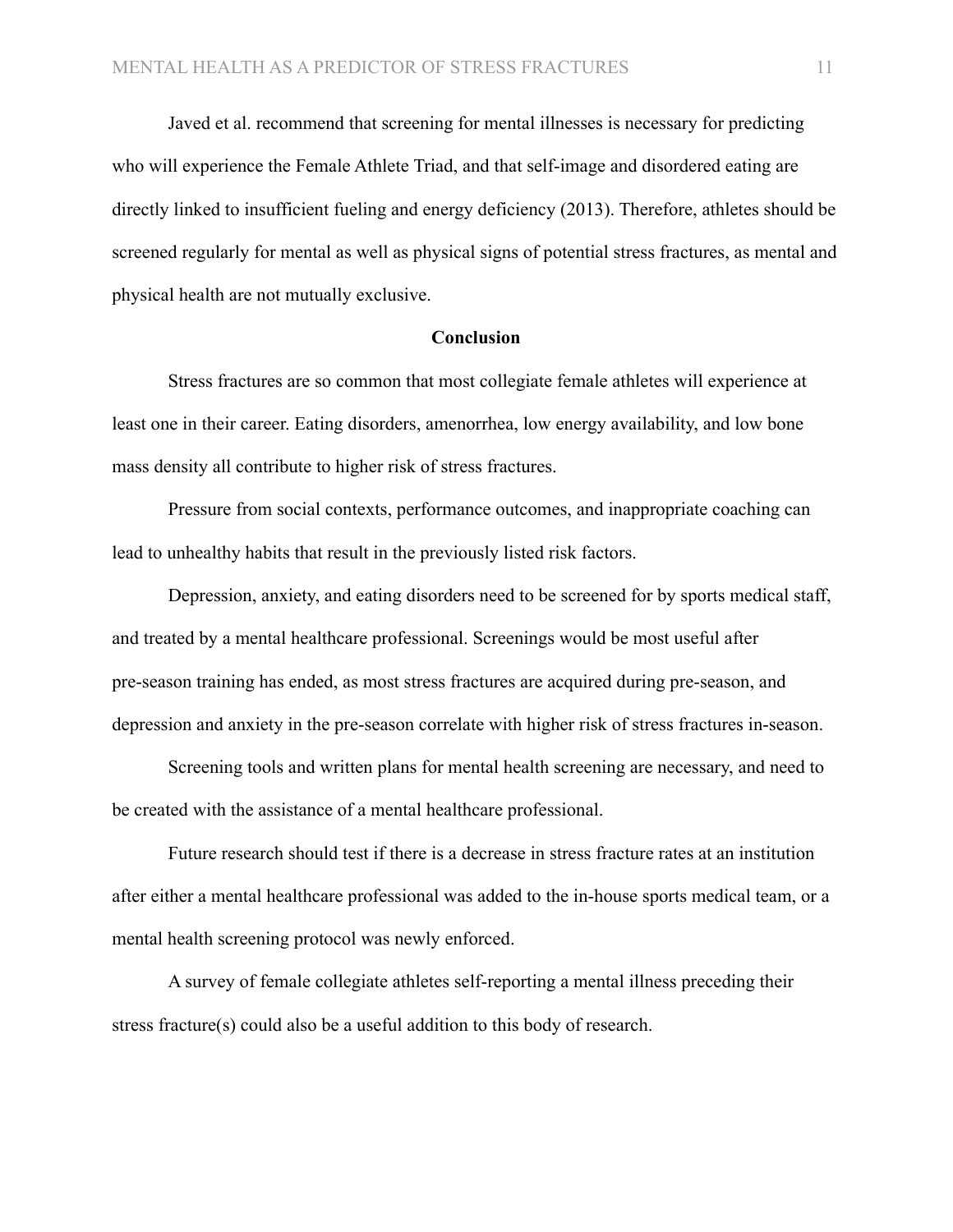Javed et al. recommend that screening for mental illnesses is necessary for predicting who will experience the Female Athlete Triad, and that self-image and disordered eating are directly linked to insufficient fueling and energy deficiency (2013). Therefore, athletes should be screened regularly for mental as well as physical signs of potential stress fractures, as mental and physical health are not mutually exclusive.

## Conclusion

Stress fractures are so common that most collegiate female athletes will experience at least one in their career. Eating disorders, amenorrhea, low energy availability, and low bone mass density all contribute to higher risk of stress fractures.

Pressure from social contexts, performance outcomes, and inappropriate coaching can lead to unhealthy habits that result in the previously listed risk factors.

Depression, anxiety, and eating disorders need to be screened for by sports medical staff, and treated by a mental healthcare professional. Screenings would be most useful after pre-season training has ended, as most stress fractures are acquired during pre-season, and depression and anxiety in the pre-season correlate with higher risk of stress fractures in-season.

Screening tools and written plans for mental health screening are necessary, and need to be created with the assistance of a mental healthcare professional.

Future research should test if there is a decrease in stress fracture rates at an institution after either a mental healthcare professional was added to the in-house sports medical team, or a mental health screening protocol was newly enforced.

A survey of female collegiate athletes self-reporting a mental illness preceding their stress fracture(s) could also be a useful addition to this body of research.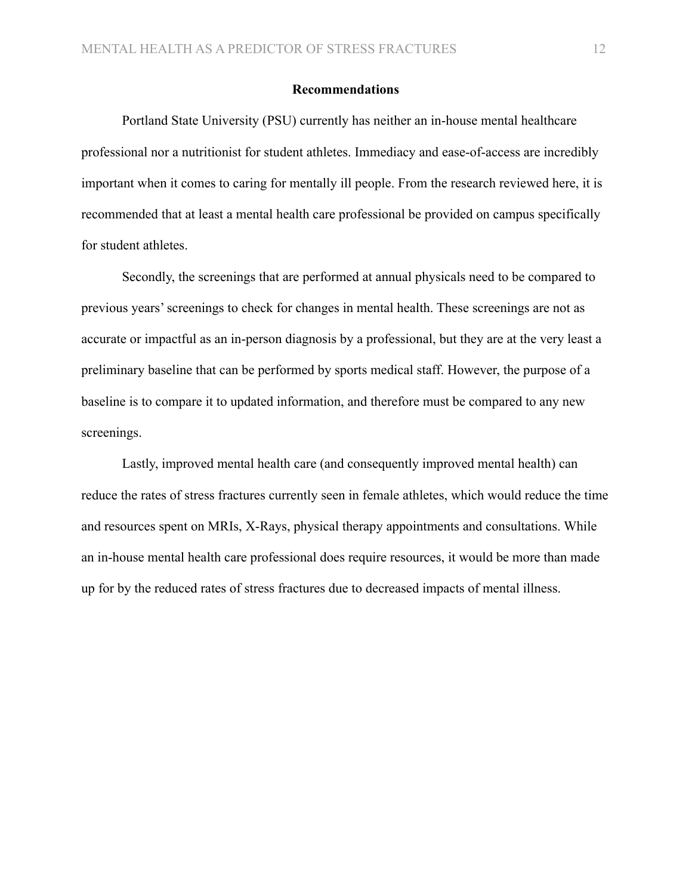## Recommendations

Portland State University (PSU) currently has neither an in-house mental healthcare professional nor a nutritionist for student athletes. Immediacy and ease-of-access are incredibly important when it comes to caring for mentally ill people. From the research reviewed here, it is recommended that at least a mental health care professional be provided on campus specifically for student athletes.

Secondly, the screenings that are performed at annual physicals need to be compared to previous years' screenings to check for changes in mental health. These screenings are not as accurate or impactful as an in-person diagnosis by a professional, but they are at the very least a preliminary baseline that can be performed by sports medical staff. However, the purpose of a baseline is to compare it to updated information, and therefore must be compared to any new screenings.

Lastly, improved mental health care (and consequently improved mental health) can reduce the rates of stress fractures currently seen in female athletes, which would reduce the time and resources spent on MRIs, X-Rays, physical therapy appointments and consultations. While an in-house mental health care professional does require resources, it would be more than made up for by the reduced rates of stress fractures due to decreased impacts of mental illness.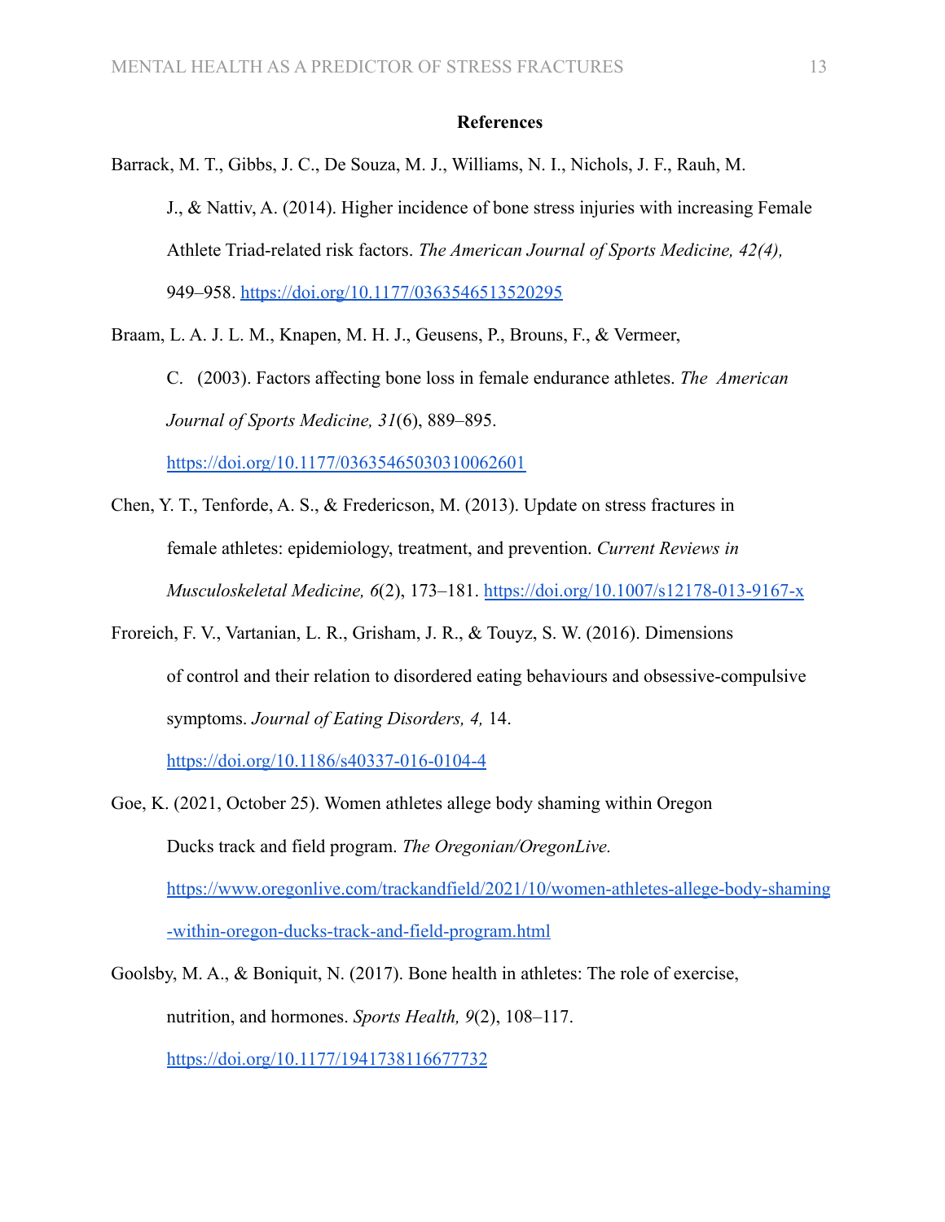**References**

Barrack, M. T., Gibbs, J. C., De Souza, M. J., Williams, N. I., Nichols, J. F., Rauh, M. J., & Nattiv, A. (2014). Higher incidence of bone stress injuries with increasing Female Athlete Triad-related risk factors. *The American Journal of Sports Medicine, 42(4),* 949–958. https://doi.org/10.1177/0363546513520295

Braam, L. A. J. L. M., Knapen, M. H. J., Geusens, P., Brouns, F., & Vermeer, C. (2003). Factors affecting bone loss in female endurance athletes. *The American Journal of Sports Medicine, 31*(6), 889–895. https://doi.org/10.1177/03635465030310062601

Chen, Y. T., Tenforde, A. S., & Fredericson, M. (2013). Update on stress fractures in female athletes: epidemiology, treatment, and prevention. *Current Reviews in Musculoskeletal Medicine, 6*(2), 173–181. https://doi.org/10.1007/s12178-013-9167-x

Froreich, F. V., Vartanian, L. R., Grisham, J. R., & Touyz, S. W. (2016). Dimensions of control and their relation to disordered eating behaviours and obsessive-compulsive symptoms. *Journal of Eating Disorders, 4,* 14. https://doi.org/10.1186/s40337-016-0104-4

Goe, K. (2021, October 25). Women athletes allege body shaming within Oregon Ducks track and field program. *The Oregonian/OregonLive.* https://www.oregonlive.com/trackandfield/2021/10/women-athletes-allege-body-shaming-within-oregon-ducks-track-and-field-program.html

Goolsby, M. A., & Boniquit, N. (2017). Bone health in athletes: The role of exercise, nutrition, and hormones. *Sports Health, 9*(2), 108–117. https://doi.org/10.1177/1941738116677732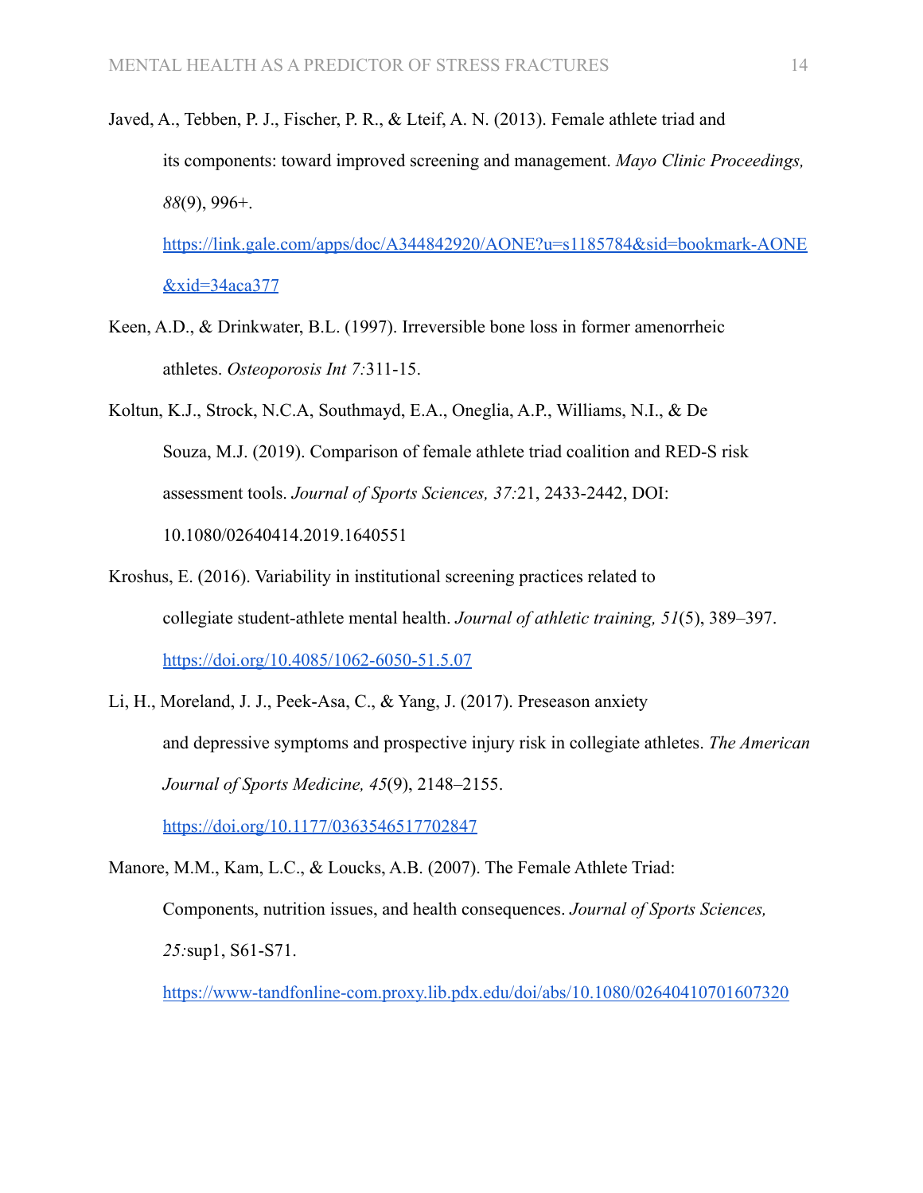Javed, A., Tebben, P. J., Fischer, P. R., & Lteif, A. N. (2013). Female athlete triad and its components: toward improved screening and management. *Mayo Clinic Proceedings, 88*(9), 996+. https://link.gale.com/apps/doc/A344842920/AONE?u=s1185784&sid=bookmark-AONE&xid=34aca377

Keen, A.D., & Drinkwater, B.L. (1997). Irreversible bone loss in former amenorrheic athletes. *Osteoporosis Int 7:*311-15.

Koltun, K.J., Strock, N.C.A, Southmayd, E.A., Oneglia, A.P., Williams, N.I., & De Souza, M.J. (2019). Comparison of female athlete triad coalition and RED-S risk assessment tools. *Journal of Sports Sciences, 37:*21, 2433-2442, DOI: 10.1080/02640414.2019.1640551

Kroshus, E. (2016). Variability in institutional screening practices related to collegiate student-athlete mental health. *Journal of athletic training, 51*(5), 389–397. https://doi.org/10.4085/1062-6050-51.5.07

Li, H., Moreland, J. J., Peek-Asa, C., & Yang, J. (2017). Preseason anxiety and depressive symptoms and prospective injury risk in collegiate athletes. *The American Journal of Sports Medicine, 45*(9), 2148–2155. https://doi.org/10.1177/0363546517702847

Manore, M.M., Kam, L.C., & Loucks, A.B. (2007). The Female Athlete Triad: Components, nutrition issues, and health consequences. *Journal of Sports Sciences, 25:*sup1, S61-S71. https://www-tandfonline-com.proxy.lib.pdx.edu/doi/abs/10.1080/02640410701607320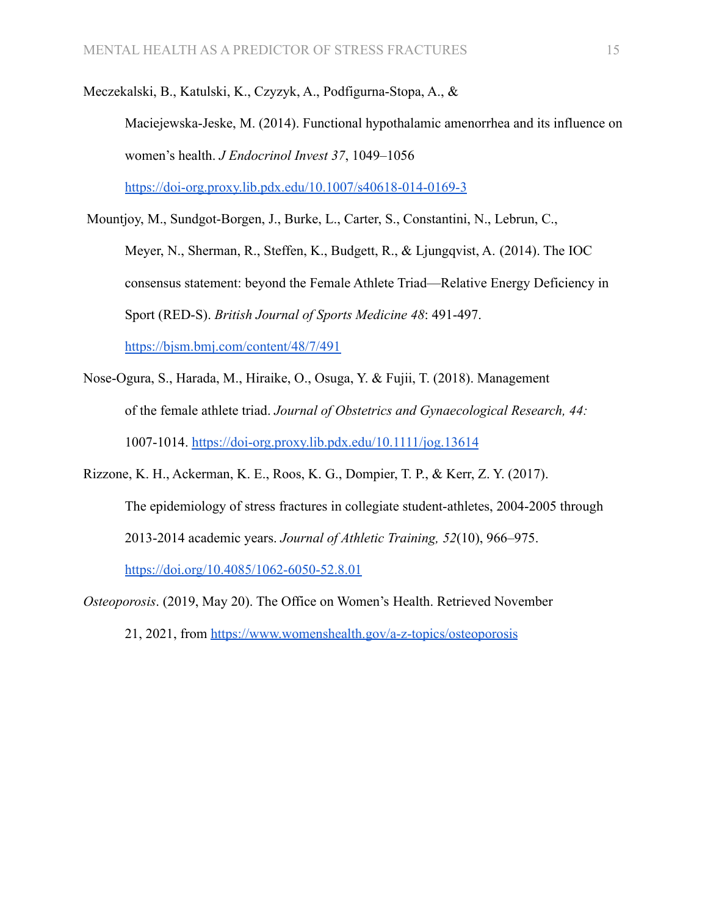Meczekalski, B., Katulski, K., Czyzyk, A., Podfigurna-Stopa, A., & Maciejewska-Jeske, M. (2014). Functional hypothalamic amenorrhea and its influence on women's health. *J Endocrinol Invest 37*, 1049–1056 https://doi-org.proxy.lib.pdx.edu/10.1007/s40618-014-0169-3

Mountjoy, M., Sundgot-Borgen, J., Burke, L., Carter, S., Constantini, N., Lebrun, C., Meyer, N., Sherman, R., Steffen, K., Budgett, R., & Ljungqvist, A. (2014). The IOC consensus statement: beyond the Female Athlete Triad—Relative Energy Deficiency in Sport (RED-S). *British Journal of Sports Medicine 48*: 491-497. https://bjsm.bmj.com/content/48/7/491

Nose-Ogura, S., Harada, M., Hiraike, O., Osuga, Y. & Fujii, T. (2018). Management of the female athlete triad. *Journal of Obstetrics and Gynaecological Research, 44:* 1007-1014. https://doi-org.proxy.lib.pdx.edu/10.1111/jog.13614

Rizzone, K. H., Ackerman, K. E., Roos, K. G., Dompier, T. P., & Kerr, Z. Y. (2017). The epidemiology of stress fractures in collegiate student-athletes, 2004-2005 through 2013-2014 academic years. *Journal of Athletic Training, 52*(10), 966–975. https://doi.org/10.4085/1062-6050-52.8.01

*Osteoporosis*. (2019, May 20). The Office on Women's Health. Retrieved November 21, 2021, from https://www.womenshealth.gov/a-z-topics/osteoporosis